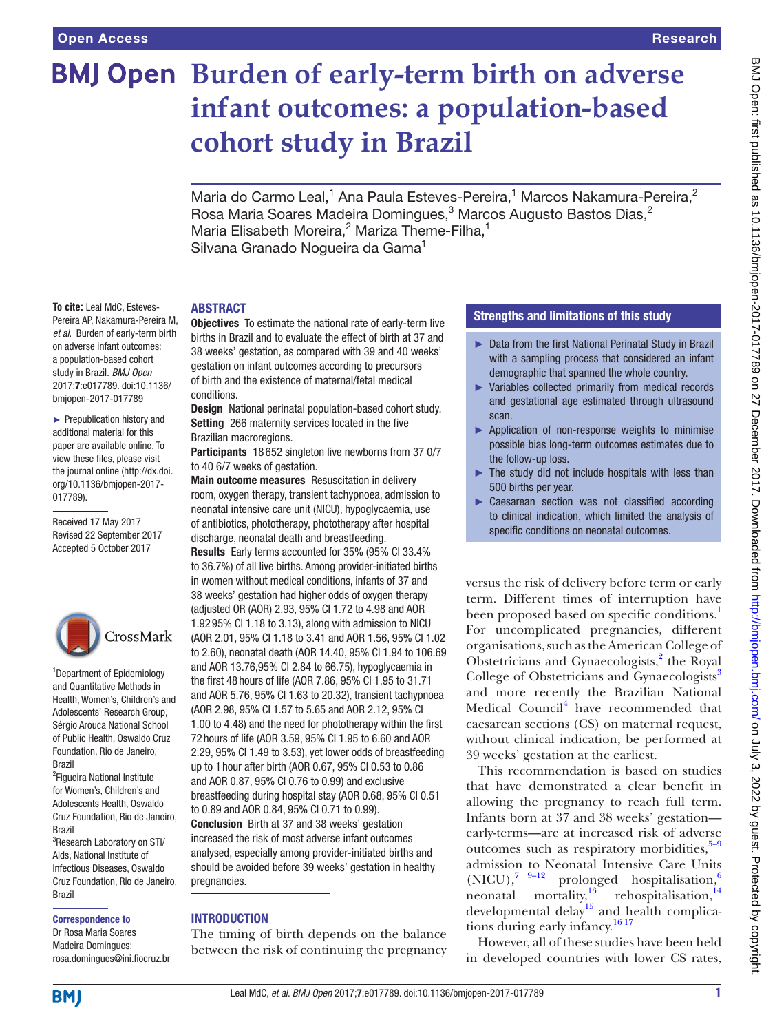# Burden of early-term birth on adverse infant outcomes: a population-based cohort study in Brazil

Maria do Carmo Leal,[1] Ana Paula Esteves-Pereira,[1] Marcos Nakamura-Pereira,[2] Rosa Maria Soares Madeira Domingues,[3] Marcos Augusto Bastos Dias,[2] Maria Elisabeth Moreira,[2] Mariza Theme-Filha,[1] Silvana Granado Nogueira da Gama[1]

**To cite:** Leal MdC, Esteves-Pereira AP, Nakamura-Pereira M, *et al*. Burden of early-term birth on adverse infant outcomes: a population-based cohort study in Brazil. *BMJ Open* 2017;**7**:e017789. doi:10.1136/bmjopen-2017-017789

► Prepublication history and additional material for this paper are available online. To view these files, please visit the journal online (http://dx.doi.org/10.1136/bmjopen-2017-017789).

Received 17 May 2017
Revised 22 September 2017
Accepted 5 October 2017

[1]Department of Epidemiology and Quantitative Methods in Health, Women's, Children's and Adolescents' Research Group, Sérgio Arouca National School of Public Health, Oswaldo Cruz Foundation, Rio de Janeiro, Brazil
[2]Figueira National Institute for Women's, Children's and Adolescents Health, Oswaldo Cruz Foundation, Rio de Janeiro, Brazil
[3]Research Laboratory on STI/Aids, National Institute of Infectious Diseases, Oswaldo Cruz Foundation, Rio de Janeiro, Brazil

**Correspondence to**
Dr Rosa Maria Soares Madeira Domingues; rosa.domingues@ini.fiocruz.br

## ABSTRACT

**Objectives** To estimate the national rate of early-term live births in Brazil and to evaluate the effect of birth at 37 and 38 weeks' gestation, as compared with 39 and 40 weeks' gestation on infant outcomes according to precursors of birth and the existence of maternal/fetal medical conditions.

**Design** National perinatal population-based cohort study.

**Setting** 266 maternity services located in the five Brazilian macroregions.

**Participants** 18 652 singleton live newborns from 37 0/7 to 40 6/7 weeks of gestation.

**Main outcome measures** Resuscitation in delivery room, oxygen therapy, transient tachypnoea, admission to neonatal intensive care unit (NICU), hypoglycaemia, use of antibiotics, phototherapy, phototherapy after hospital discharge, neonatal death and breastfeeding.

**Results** Early terms accounted for 35% (95% CI 33.4% to 36.7%) of all live births. Among provider-initiated births in women without medical conditions, infants of 37 and 38 weeks' gestation had higher odds of oxygen therapy (adjusted OR (AOR) 2.93, 95% CI 1.72 to 4.98 and AOR 1.92 95% CI 1.18 to 3.13), along with admission to NICU (AOR 2.01, 95% CI 1.18 to 3.41 and AOR 1.56, 95% CI 1.02 to 2.60), neonatal death (AOR 14.40, 95% CI 1.94 to 106.69 and AOR 13.76, 95% CI 2.84 to 66.75), hypoglycaemia in the first 48 hours of life (AOR 7.86, 95% CI 1.95 to 31.71 and AOR 5.76, 95% CI 1.63 to 20.32), transient tachypnoea (AOR 2.98, 95% CI 1.57 to 5.65 and AOR 2.12, 95% CI 1.00 to 4.48) and the need for phototherapy within the first 72 hours of life (AOR 3.59, 95% CI 1.95 to 6.60 and AOR 2.29, 95% CI 1.49 to 3.53), yet lower odds of breastfeeding up to 1 hour after birth (AOR 0.67, 95% CI 0.53 to 0.86 and AOR 0.87, 95% CI 0.76 to 0.99) and exclusive breastfeeding during hospital stay (AOR 0.68, 95% CI 0.51 to 0.89 and AOR 0.84, 95% CI 0.71 to 0.99).

**Conclusion** Birth at 37 and 38 weeks' gestation increased the risk of most adverse infant outcomes analysed, especially among provider-initiated births and should be avoided before 39 weeks' gestation in healthy pregnancies.

## Strengths and limitations of this study

- Data from the first National Perinatal Study in Brazil with a sampling process that considered an infant demographic that spanned the whole country.
- Variables collected primarily from medical records and gestational age estimated through ultrasound scan.
- Application of non-response weights to minimise possible bias long-term outcomes estimates due to the follow-up loss.
- The study did not include hospitals with less than 500 births per year.
- Caesarean section was not classified according to clinical indication, which limited the analysis of specific conditions on neonatal outcomes.

## INTRODUCTION

The timing of birth depends on the balance between the risk of continuing the pregnancy versus the risk of delivery before term or early term. Different times of interruption have been proposed based on specific conditions.[1] For uncomplicated pregnancies, different organisations, such as the American College of Obstetricians and Gynaecologists,[2] the Royal College of Obstetricians and Gynaecologists[3] and more recently the Brazilian National Medical Council[4] have recommended that caesarean sections (CS) on maternal request, without clinical indication, be performed at 39 weeks' gestation at the earliest.

This recommendation is based on studies that have demonstrated a clear benefit in allowing the pregnancy to reach full term. Infants born at 37 and 38 weeks' gestation—early-terms—are at increased risk of adverse outcomes such as respiratory morbidities,[5–9] admission to Neonatal Intensive Care Units (NICU),[7 9–12] prolonged hospitalisation,[6] neonatal mortality,[13] rehospitalisation,[14] developmental delay[15] and health complications during early infancy.[16 17]

However, all of these studies have been held in developed countries with lower CS rates,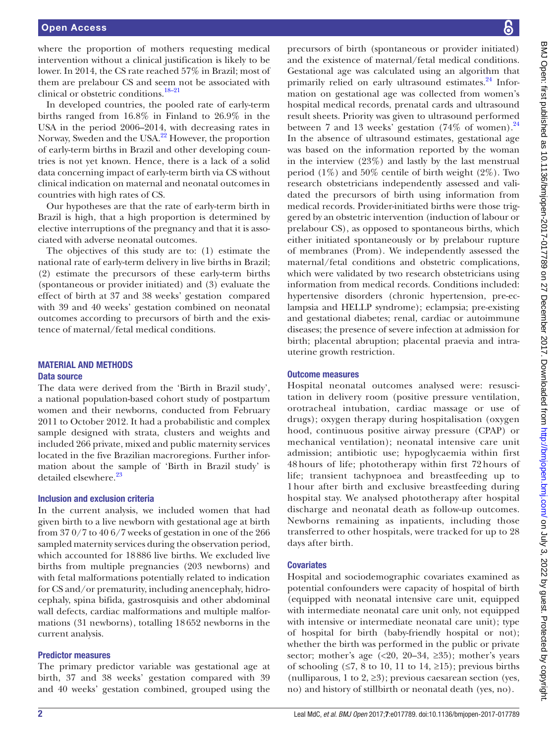where the proportion of mothers requesting medical intervention without a clinical justification is likely to be lower. In 2014, the CS rate reached 57% in Brazil; most of them are prelabour CS and seem not be associated with clinical or obstetric conditions.[18–21]

In developed countries, the pooled rate of early-term births ranged from 16.8% in Finland to 26.9% in the USA in the period 2006–2014, with decreasing rates in Norway, Sweden and the USA.[22] However, the proportion of early-term births in Brazil and other developing countries is not yet known. Hence, there is a lack of a solid data concerning impact of early-term birth via CS without clinical indication on maternal and neonatal outcomes in countries with high rates of CS.

Our hypotheses are that the rate of early-term birth in Brazil is high, that a high proportion is determined by elective interruptions of the pregnancy and that it is associated with adverse neonatal outcomes.

The objectives of this study are to: (1) estimate the national rate of early-term delivery in live births in Brazil; (2) estimate the precursors of these early-term births (spontaneous or provider initiated) and (3) evaluate the effect of birth at 37 and 38 weeks' gestation compared with 39 and 40 weeks' gestation combined on neonatal outcomes according to precursors of birth and the existence of maternal/fetal medical conditions.

## MATERIAL AND METHODS

### Data source

The data were derived from the 'Birth in Brazil study', a national population-based cohort study of postpartum women and their newborns, conducted from February 2011 to October 2012. It had a probabilistic and complex sample designed with strata, clusters and weights and included 266 private, mixed and public maternity services located in the five Brazilian macroregions. Further information about the sample of 'Birth in Brazil study' is detailed elsewhere.[23]

### Inclusion and exclusion criteria

In the current analysis, we included women that had given birth to a live newborn with gestational age at birth from 37 0/7 to 40 6/7 weeks of gestation in one of the 266 sampled maternity services during the observation period, which accounted for 18 886 live births. We excluded live births from multiple pregnancies (203 newborns) and with fetal malformations potentially related to indication for CS and/or prematurity, including anencephaly, hidrocephaly, spina bifida, gastrosquisis and other abdominal wall defects, cardiac malformations and multiple malformations (31 newborns), totalling 18 652 newborns in the current analysis.

### Predictor measures

The primary predictor variable was gestational age at birth, 37 and 38 weeks' gestation compared with 39 and 40 weeks' gestation combined, grouped using the precursors of birth (spontaneous or provider initiated) and the existence of maternal/fetal medical conditions. Gestational age was calculated using an algorithm that primarily relied on early ultrasound estimates.[24] Information on gestational age was collected from women's hospital medical records, prenatal cards and ultrasound result sheets. Priority was given to ultrasound performed between 7 and 13 weeks' gestation (74% of women).[24] In the absence of ultrasound estimates, gestational age was based on the information reported by the woman in the interview (23%) and lastly by the last menstrual period (1%) and 50% centile of birth weight (2%). Two research obstetricians independently assessed and validated the precursors of birth using information from medical records. Provider-initiated births were those triggered by an obstetric intervention (induction of labour or prelabour CS), as opposed to spontaneous births, which either initiated spontaneously or by prelabour rupture of membranes (Prom). We independently assessed the maternal/fetal conditions and obstetric complications, which were validated by two research obstetricians using information from medical records. Conditions included: hypertensive disorders (chronic hypertension, pre-eclampsia and HELLP syndrome); eclampsia; pre-existing and gestational diabetes; renal, cardiac or autoimmune diseases; the presence of severe infection at admission for birth; placental abruption; placental praevia and intrauterine growth restriction.

### Outcome measures

Hospital neonatal outcomes analysed were: resuscitation in delivery room (positive pressure ventilation, orotracheal intubation, cardiac massage or use of drugs); oxygen therapy during hospitalisation (oxygen hood, continuous positive airway pressure (CPAP) or mechanical ventilation); neonatal intensive care unit admission; antibiotic use; hypoglycaemia within first 48 hours of life; phototherapy within first 72 hours of life; transient tachypnoea and breastfeeding up to 1 hour after birth and exclusive breastfeeding during hospital stay. We analysed phototherapy after hospital discharge and neonatal death as follow-up outcomes. Newborns remaining as inpatients, including those transferred to other hospitals, were tracked for up to 28 days after birth.

### Covariates

Hospital and sociodemographic covariates examined as potential confounders were capacity of hospital of birth (equipped with neonatal intensive care unit, equipped with intermediate neonatal care unit only, not equipped with intensive or intermediate neonatal care unit); type of hospital for birth (baby-friendly hospital or not); whether the birth was performed in the public or private sector; mother's age (<20, 20–34, ≥35); mother's years of schooling (≤7, 8 to 10, 11 to 14, ≥15); previous births (nulliparous, 1 to 2, ≥3); previous caesarean section (yes, no) and history of stillbirth or neonatal death (yes, no).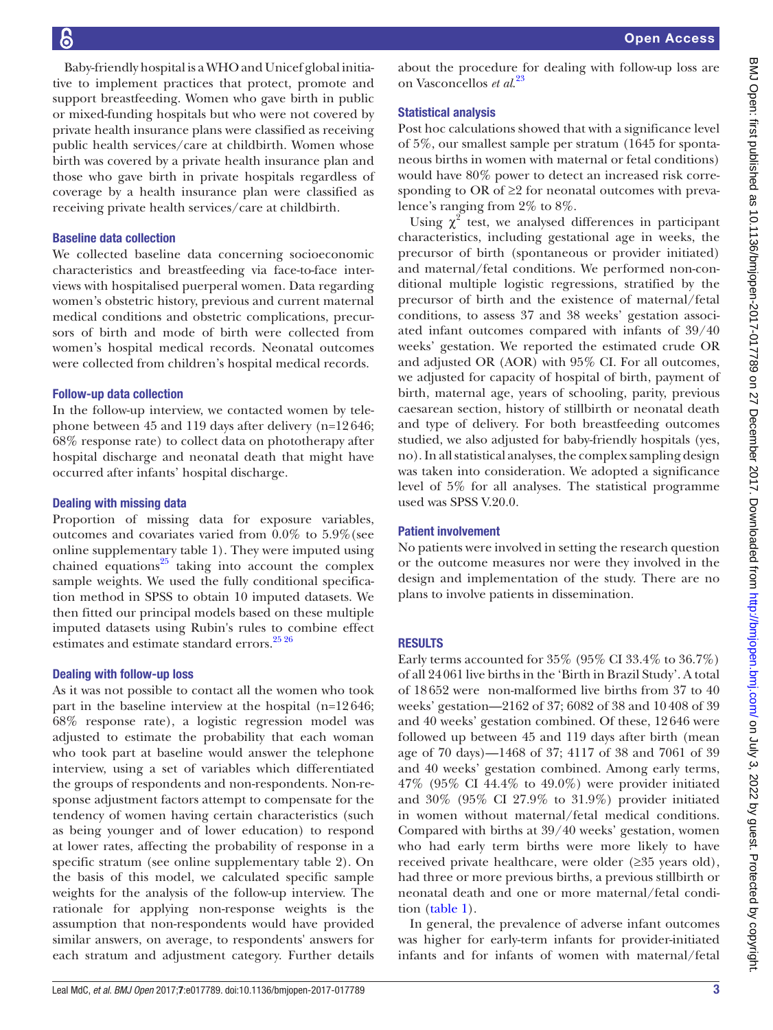Baby-friendly hospital is a WHO and Unicef global initiative to implement practices that protect, promote and support breastfeeding. Women who gave birth in public or mixed-funding hospitals but who were not covered by private health insurance plans were classified as receiving public health services/care at childbirth. Women whose birth was covered by a private health insurance plan and those who gave birth in private hospitals regardless of coverage by a health insurance plan were classified as receiving private health services/care at childbirth.

### Baseline data collection

We collected baseline data concerning socioeconomic characteristics and breastfeeding via face-to-face interviews with hospitalised puerperal women. Data regarding women's obstetric history, previous and current maternal medical conditions and obstetric complications, precursors of birth and mode of birth were collected from women's hospital medical records. Neonatal outcomes were collected from children's hospital medical records.

### Follow-up data collection

In the follow-up interview, we contacted women by telephone between 45 and 119 days after delivery (n=12 646; 68% response rate) to collect data on phototherapy after hospital discharge and neonatal death that might have occurred after infants' hospital discharge.

### Dealing with missing data

Proportion of missing data for exposure variables, outcomes and covariates varied from 0.0% to 5.9%(see online supplementary table 1). They were imputed using chained equations[25] taking into account the complex sample weights. We used the fully conditional specification method in SPSS to obtain 10 imputed datasets. We then fitted our principal models based on these multiple imputed datasets using Rubin's rules to combine effect estimates and estimate standard errors.[25 26]

### Dealing with follow-up loss

As it was not possible to contact all the women who took part in the baseline interview at the hospital (n=12 646; 68% response rate), a logistic regression model was adjusted to estimate the probability that each woman who took part at baseline would answer the telephone interview, using a set of variables which differentiated the groups of respondents and non-respondents. Non-response adjustment factors attempt to compensate for the tendency of women having certain characteristics (such as being younger and of lower education) to respond at lower rates, affecting the probability of response in a specific stratum (see online supplementary table 2). On the basis of this model, we calculated specific sample weights for the analysis of the follow-up interview. The rationale for applying non-response weights is the assumption that non-respondents would have provided similar answers, on average, to respondents' answers for each stratum and adjustment category. Further details about the procedure for dealing with follow-up loss are on Vasconcellos *et al*.[23]

### Statistical analysis

Post hoc calculations showed that with a significance level of 5%, our smallest sample per stratum (1645 for spontaneous births in women with maternal or fetal conditions) would have 80% power to detect an increased risk corresponding to OR of ≥2 for neonatal outcomes with prevalence's ranging from 2% to 8%.

Using $\chi^2$ test, we analysed differences in participant characteristics, including gestational age in weeks, the precursor of birth (spontaneous or provider initiated) and maternal/fetal conditions. We performed non-conditional multiple logistic regressions, stratified by the precursor of birth and the existence of maternal/fetal conditions, to assess 37 and 38 weeks' gestation associated infant outcomes compared with infants of 39/40 weeks' gestation. We reported the estimated crude OR and adjusted OR (AOR) with 95% CI. For all outcomes, we adjusted for capacity of hospital of birth, payment of birth, maternal age, years of schooling, parity, previous caesarean section, history of stillbirth or neonatal death and type of delivery. For both breastfeeding outcomes studied, we also adjusted for baby-friendly hospitals (yes, no). In all statistical analyses, the complex sampling design was taken into consideration. We adopted a significance level of 5% for all analyses. The statistical programme used was SPSS V.20.0.

### Patient involvement

No patients were involved in setting the research question or the outcome measures nor were they involved in the design and implementation of the study. There are no plans to involve patients in dissemination.

## RESULTS

Early terms accounted for 35% (95% CI 33.4% to 36.7%) of all 24 061 live births in the 'Birth in Brazil Study'. A total of 18 652 were non-malformed live births from 37 to 40 weeks' gestation—2162 of 37; 6082 of 38 and 10 408 of 39 and 40 weeks' gestation combined. Of these, 12 646 were followed up between 45 and 119 days after birth (mean age of 70 days)—1468 of 37; 4117 of 38 and 7061 of 39 and 40 weeks' gestation combined. Among early terms, 47% (95% CI 44.4% to 49.0%) were provider initiated and 30% (95% CI 27.9% to 31.9%) provider initiated in women without maternal/fetal medical conditions. Compared with births at 39/40 weeks' gestation, women who had early term births were more likely to have received private healthcare, were older (≥35 years old), had three or more previous births, a previous stillbirth or neonatal death and one or more maternal/fetal condition (table 1).

In general, the prevalence of adverse infant outcomes was higher for early-term infants for provider-initiated infants and for infants of women with maternal/fetal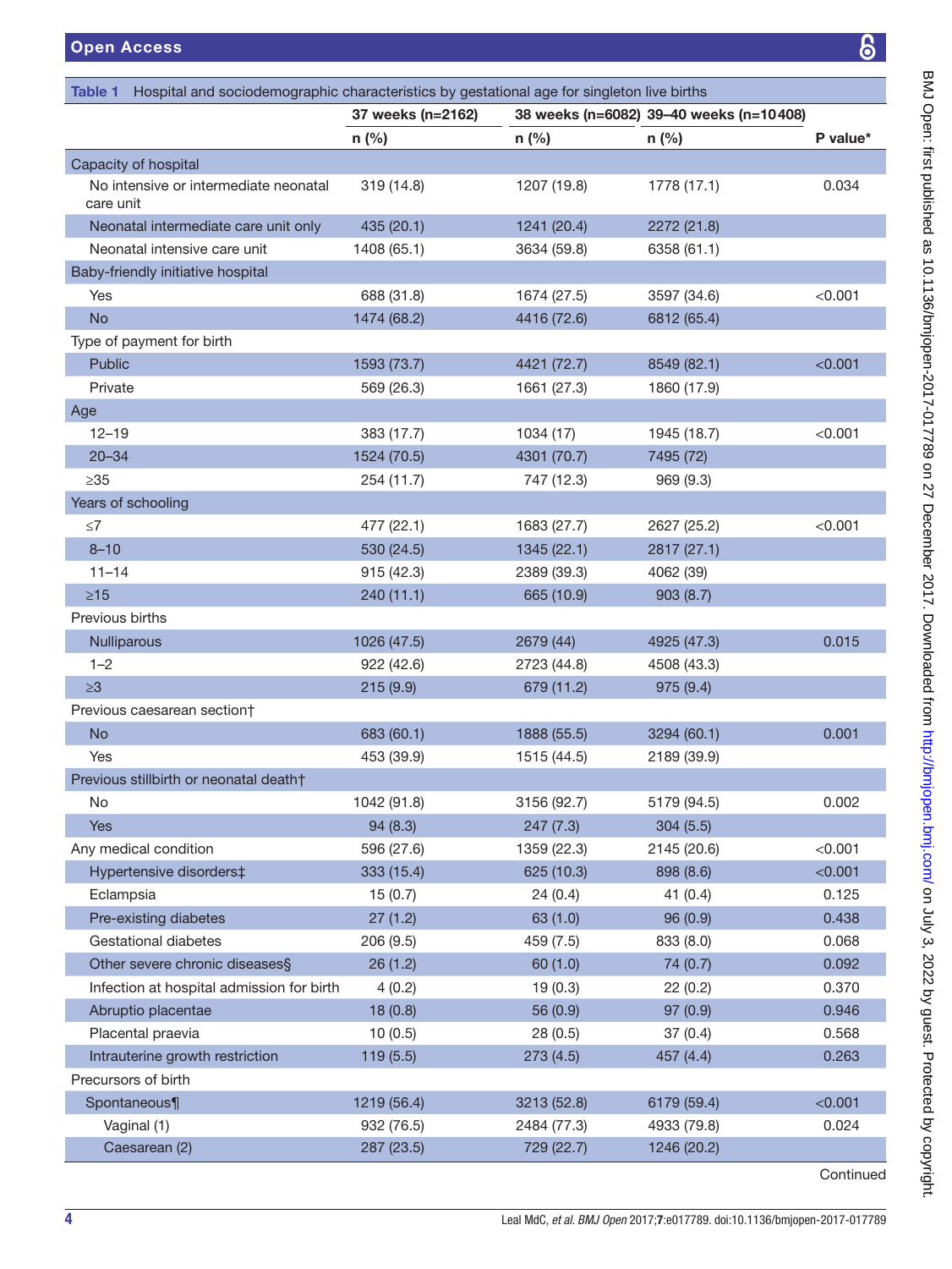**Table 1** Hospital and sociodemographic characteristics by gestational age for singleton live births

| | 37 weeks (n=2162) | 38 weeks (n=6082) | 39–40 weeks (n=10 408) | |
|---|---|---|---|---|
| | n (%) | n (%) | n (%) | P value* |
| Capacity of hospital | | | | |
| No intensive or intermediate neonatal care unit | 319 (14.8) | 1207 (19.8) | 1778 (17.1) | 0.034 |
| Neonatal intermediate care unit only | 435 (20.1) | 1241 (20.4) | 2272 (21.8) | |
| Neonatal intensive care unit | 1408 (65.1) | 3634 (59.8) | 6358 (61.1) | |
| Baby-friendly initiative hospital | | | | |
| Yes | 688 (31.8) | 1674 (27.5) | 3597 (34.6) | <0.001 |
| No | 1474 (68.2) | 4416 (72.6) | 6812 (65.4) | |
| Type of payment for birth | | | | |
| Public | 1593 (73.7) | 4421 (72.7) | 8549 (82.1) | <0.001 |
| Private | 569 (26.3) | 1661 (27.3) | 1860 (17.9) | |
| Age | | | | |
| 12–19 | 383 (17.7) | 1034 (17) | 1945 (18.7) | <0.001 |
| 20–34 | 1524 (70.5) | 4301 (70.7) | 7495 (72) | |
| ≥35 | 254 (11.7) | 747 (12.3) | 969 (9.3) | |
| Years of schooling | | | | |
| ≤7 | 477 (22.1) | 1683 (27.7) | 2627 (25.2) | <0.001 |
| 8–10 | 530 (24.5) | 1345 (22.1) | 2817 (27.1) | |
| 11–14 | 915 (42.3) | 2389 (39.3) | 4062 (39) | |
| ≥15 | 240 (11.1) | 665 (10.9) | 903 (8.7) | |
| Previous births | | | | |
| Nulliparous | 1026 (47.5) | 2679 (44) | 4925 (47.3) | 0.015 |
| 1–2 | 922 (42.6) | 2723 (44.8) | 4508 (43.3) | |
| ≥3 | 215 (9.9) | 679 (11.2) | 975 (9.4) | |
| Previous caesarean section† | | | | |
| No | 683 (60.1) | 1888 (55.5) | 3294 (60.1) | 0.001 |
| Yes | 453 (39.9) | 1515 (44.5) | 2189 (39.9) | |
| Previous stillbirth or neonatal death† | | | | |
| No | 1042 (91.8) | 3156 (92.7) | 5179 (94.5) | 0.002 |
| Yes | 94 (8.3) | 247 (7.3) | 304 (5.5) | |
| Any medical condition | 596 (27.6) | 1359 (22.3) | 2145 (20.6) | <0.001 |
| Hypertensive disorders‡ | 333 (15.4) | 625 (10.3) | 898 (8.6) | <0.001 |
| Eclampsia | 15 (0.7) | 24 (0.4) | 41 (0.4) | 0.125 |
| Pre-existing diabetes | 27 (1.2) | 63 (1.0) | 96 (0.9) | 0.438 |
| Gestational diabetes | 206 (9.5) | 459 (7.5) | 833 (8.0) | 0.068 |
| Other severe chronic diseases§ | 26 (1.2) | 60 (1.0) | 74 (0.7) | 0.092 |
| Infection at hospital admission for birth | 4 (0.2) | 19 (0.3) | 22 (0.2) | 0.370 |
| Abruptio placentae | 18 (0.8) | 56 (0.9) | 97 (0.9) | 0.946 |
| Placental praevia | 10 (0.5) | 28 (0.5) | 37 (0.4) | 0.568 |
| Intrauterine growth restriction | 119 (5.5) | 273 (4.5) | 457 (4.4) | 0.263 |
| Precursors of birth | | | | |
| Spontaneous¶ | 1219 (56.4) | 3213 (52.8) | 6179 (59.4) | <0.001 |
| Vaginal (1) | 932 (76.5) | 2484 (77.3) | 4933 (79.8) | 0.024 |
| Caesarean (2) | 287 (23.5) | 729 (22.7) | 1246 (20.2) | |

Continued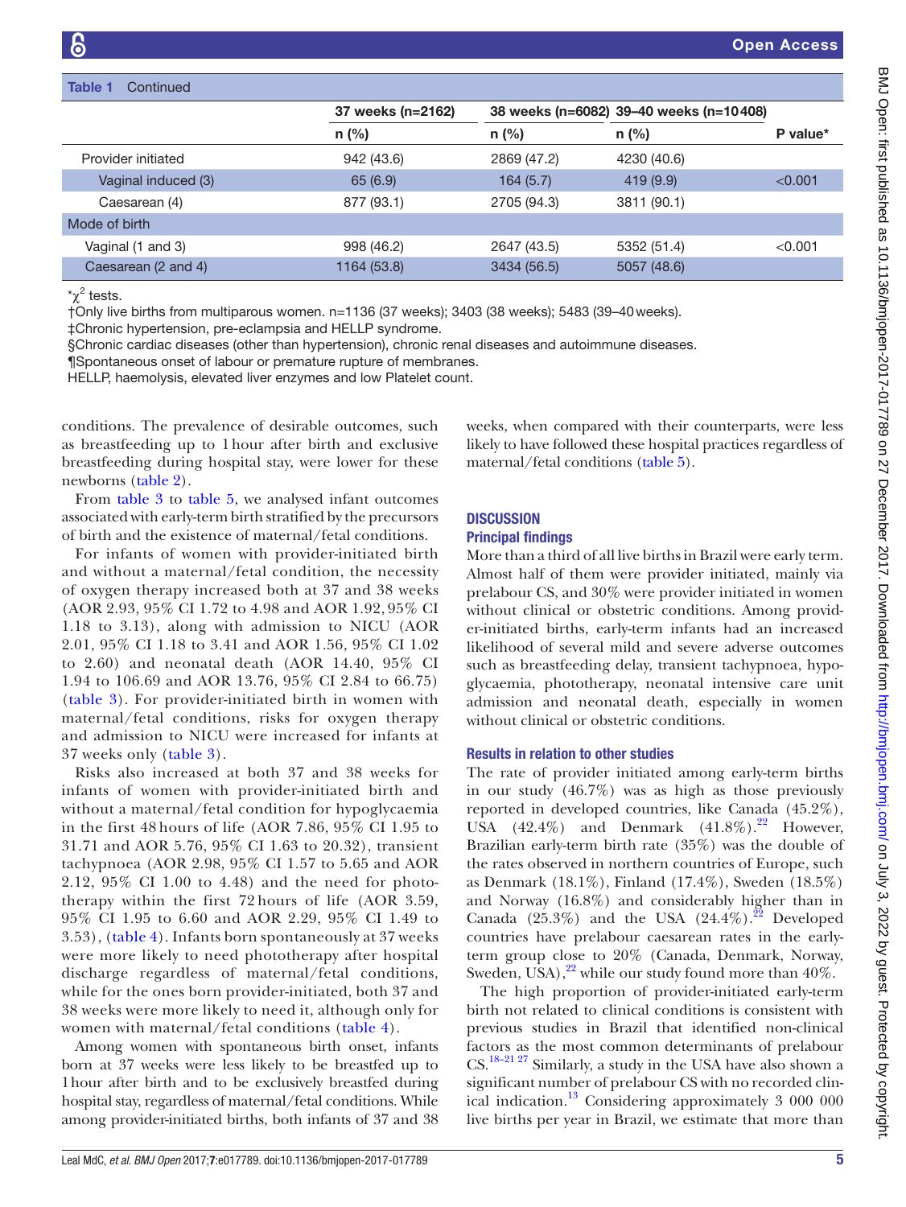**Table 1** Continued

| | 37 weeks (n=2162) | 38 weeks (n=6082) | 39–40 weeks (n=10 408) | |
|---|---|---|---|---|
| | n (%) | n (%) | n (%) | P value* |
| Provider initiated | 942 (43.6) | 2869 (47.2) | 4230 (40.6) | |
| Vaginal induced (3) | 65 (6.9) | 164 (5.7) | 419 (9.9) | <0.001 |
| Caesarean (4) | 877 (93.1) | 2705 (94.3) | 3811 (90.1) | |
| Mode of birth | | | | |
| Vaginal (1 and 3) | 998 (46.2) | 2647 (43.5) | 5352 (51.4) | <0.001 |
| Caesarean (2 and 4) | 1164 (53.8) | 3434 (56.5) | 5057 (48.6) | |

*$\chi^2$ tests.

†Only live births from multiparous women. n=1136 (37 weeks); 3403 (38 weeks); 5483 (39–40 weeks).

‡Chronic hypertension, pre-eclampsia and HELLP syndrome.

§Chronic cardiac diseases (other than hypertension), chronic renal diseases and autoimmune diseases.

¶Spontaneous onset of labour or premature rupture of membranes.

HELLP, haemolysis, elevated liver enzymes and low Platelet count.

conditions. The prevalence of desirable outcomes, such as breastfeeding up to 1 hour after birth and exclusive breastfeeding during hospital stay, were lower for these newborns (table 2).

From table 3 to table 5, we analysed infant outcomes associated with early-term birth stratified by the precursors of birth and the existence of maternal/fetal conditions.

For infants of women with provider-initiated birth and without a maternal/fetal condition, the necessity of oxygen therapy increased both at 37 and 38 weeks (AOR 2.93, 95% CI 1.72 to 4.98 and AOR 1.92, 95% CI 1.18 to 3.13), along with admission to NICU (AOR 2.01, 95% CI 1.18 to 3.41 and AOR 1.56, 95% CI 1.02 to 2.60) and neonatal death (AOR 14.40, 95% CI 1.94 to 106.69 and AOR 13.76, 95% CI 2.84 to 66.75) (table 3). For provider-initiated birth in women with maternal/fetal conditions, risks for oxygen therapy and admission to NICU were increased for infants at 37 weeks only (table 3).

Risks also increased at both 37 and 38 weeks for infants of women with provider-initiated birth and without a maternal/fetal condition for hypoglycaemia in the first 48 hours of life (AOR 7.86, 95% CI 1.95 to 31.71 and AOR 5.76, 95% CI 1.63 to 20.32), transient tachypnoea (AOR 2.98, 95% CI 1.57 to 5.65 and AOR 2.12, 95% CI 1.00 to 4.48) and the need for phototherapy within the first 72 hours of life (AOR 3.59, 95% CI 1.95 to 6.60 and AOR 2.29, 95% CI 1.49 to 3.53), (table 4). Infants born spontaneously at 37 weeks were more likely to need phototherapy after hospital discharge regardless of maternal/fetal conditions, while for the ones born provider-initiated, both 37 and 38 weeks were more likely to need it, although only for women with maternal/fetal conditions (table 4).

Among women with spontaneous birth onset, infants born at 37 weeks were less likely to be breastfed up to 1 hour after birth and to be exclusively breastfed during hospital stay, regardless of maternal/fetal conditions. While among provider-initiated births, both infants of 37 and 38 weeks, when compared with their counterparts, were less likely to have followed these hospital practices regardless of maternal/fetal conditions (table 5).

## DISCUSSION

### Principal findings

More than a third of all live births in Brazil were early term. Almost half of them were provider initiated, mainly via prelabour CS, and 30% were provider initiated in women without clinical or obstetric conditions. Among provider-initiated births, early-term infants had an increased likelihood of several mild and severe adverse outcomes such as breastfeeding delay, transient tachypnoea, hypoglycaemia, phototherapy, neonatal intensive care unit admission and neonatal death, especially in women without clinical or obstetric conditions.

### Results in relation to other studies

The rate of provider initiated among early-term births in our study (46.7%) was as high as those previously reported in developed countries, like Canada (45.2%), USA (42.4%) and Denmark (41.8%).[22] However, Brazilian early-term birth rate (35%) was the double of the rates observed in northern countries of Europe, such as Denmark (18.1%), Finland (17.4%), Sweden (18.5%) and Norway (16.8%) and considerably higher than in Canada (25.3%) and the USA (24.4%).[22] Developed countries have prelabour caesarean rates in the early-term group close to 20% (Canada, Denmark, Norway, Sweden, USA),[22] while our study found more than 40%.

The high proportion of provider-initiated early-term birth not related to clinical conditions is consistent with previous studies in Brazil that identified non-clinical factors as the most common determinants of prelabour CS.[18–21 27] Similarly, a study in the USA have also shown a significant number of prelabour CS with no recorded clinical indication.[13] Considering approximately 3 000 000 live births per year in Brazil, we estimate that more than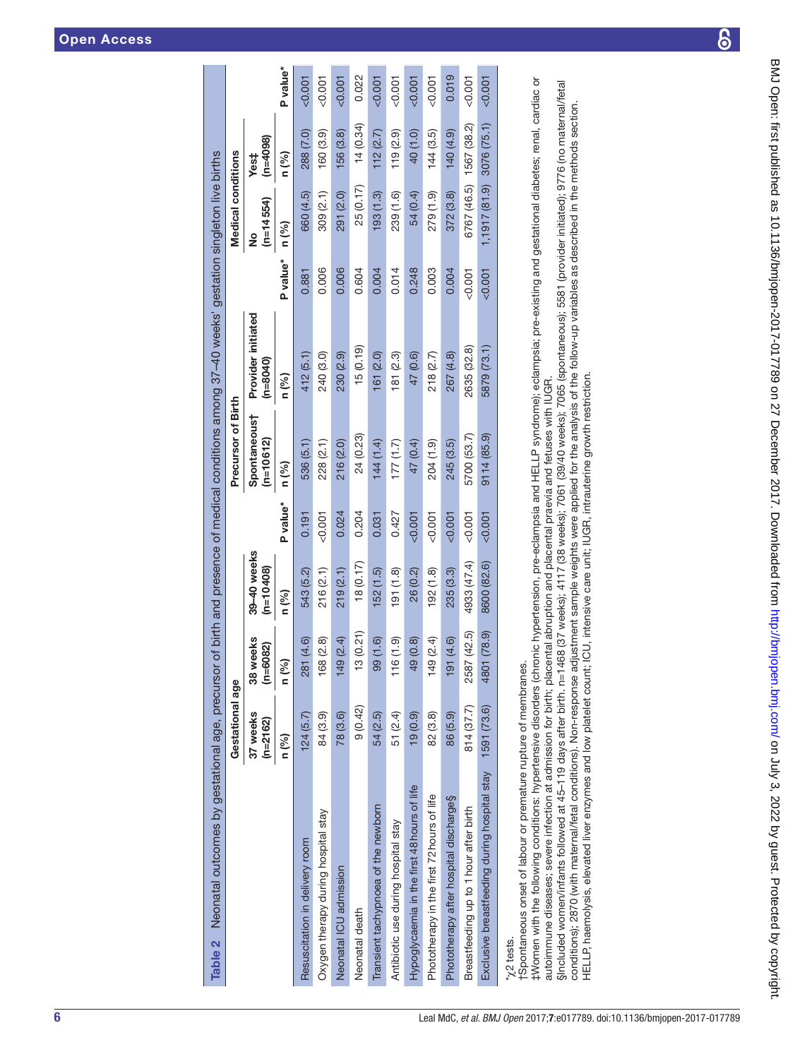Table 2 Neonatal outcomes by gestational age, precursor of birth and presence of medical conditions among 37–40 weeks' gestation singleton live births

| | Gestational age | | | | Precursor of Birth | | | Medical conditions | | |
|---|---|---|---|---|---|---|---|---|---|---|
| | 37 weeks (n=2162) | 38 weeks (n=6082) | 39–40 weeks (n=10 408) | | Spontaneous† (n=10 612) | Provider initiated (n=8040) | | No (n=14 554) | Yes‡ (n=4098) | |
| | n (%) | n (%) | n (%) | P value* | n (%) | n (%) | P value* | n (%) | n (%) | P value* |
| Resuscitation in delivery room | 124 (5.7) | 281 (4.6) | 543 (5.2) | 0.191 | 536 (5.1) | 412 (5.1) | 0.881 | 660 (4.5) | 288 (7.0) | <0.001 |
| Oxygen therapy during hospital stay | 84 (3.9) | 168 (2.8) | 216 (2.1) | <0.001 | 228 (2.1) | 240 (3.0) | 0.006 | 309 (2.1) | 160 (3.9) | <0.001 |
| Neonatal ICU admission | 78 (3.6) | 149 (2.4) | 219 (2.1) | 0.024 | 216 (2.0) | 230 (2.9) | 0.006 | 291 (2.0) | 156 (3.8) | <0.001 |
| Neonatal death | 9 (0.42) | 13 (0.21) | 18 (0.17) | 0.204 | 24 (0.23) | 15 (0.19) | 0.604 | 25 (0.17) | 14 (0.34) | 0.022 |
| Transient tachypnoea of the newborn | 54 (2.5) | 99 (1.6) | 152 (1.5) | 0.031 | 144 (1.4) | 161 (2.0) | 0.004 | 193 (1.3) | 112 (2.7) | <0.001 |
| Antibiotic use during hospital stay | 51 (2.4) | 116 (1.9) | 191 (1.8) | 0.427 | 177 (1.7) | 181 (2.3) | 0.014 | 239 (1.6) | 119 (2.9) | <0.001 |
| Hypoglycaemia in the first 48 hours of life | 19 (0.9) | 49 (0.8) | 26 (0.2) | <0.001 | 47 (0.4) | 47 (0.6) | 0.248 | 54 (0.4) | 40 (1.0) | <0.001 |
| Phototherapy in the first 72 hours of life | 82 (3.8) | 149 (2.4) | 192 (1.8) | <0.001 | 204 (1.9) | 218 (2.7) | 0.003 | 279 (1.9) | 144 (3.5) | <0.001 |
| Phototherapy after hospital discharge§ | 86 (5.9) | 191 (4.6) | 235 (3.3) | <0.001 | 245 (3.5) | 267 (4.8) | 0.004 | 372 (3.8) | 140 (4.9) | 0.019 |
| Breastfeeding up to 1 hour after birth | 814 (37.7) | 2587 (42.5) | 4933 (47.4) | <0.001 | 5700 (53.7) | 2635 (32.8) | <0.001 | 6767 (46.5) | 1567 (38.2) | <0.001 |
| Exclusive breastfeeding during hospital stay | 1591 (73.6) | 4801 (78.9) | 8600 (82.6) | <0.001 | 9114 (85.9) | 5879 (73.1) | <0.001 | 1,1917 (81.9) | 3076 (75.1) | <0.001 |

*χ2 tests.
†Spontaneous onset of labour or premature rupture of membranes.
‡Women with the following conditions: hypertensive disorders (chronic hypertension, pre-eclampsia and HELLP syndrome); eclampsia; pre-existing and gestational diabetes; renal, cardiac or autoimmune diseases; severe infection at admission for birth; placental abruption and placental praevia and fetuses with IUGR.
§Included women/infants followed at 45–119 days after birth, n=1468 (37 weeks); 4117 (38 weeks); 7061 (39/40 weeks); 7065 (spontaneous); 5581 (provider initiated); 9776 (no maternal/fetal conditions); 2870 (with maternal/fetal conditions). Non-response adjustment sample weights were applied for the analysis of the follow-up variables as described in the methods section.
HELLP, haemolysis, elevated liver enzymes and low platelet count; ICU, intensive care unit; IUGR, intrauterine growth restriction.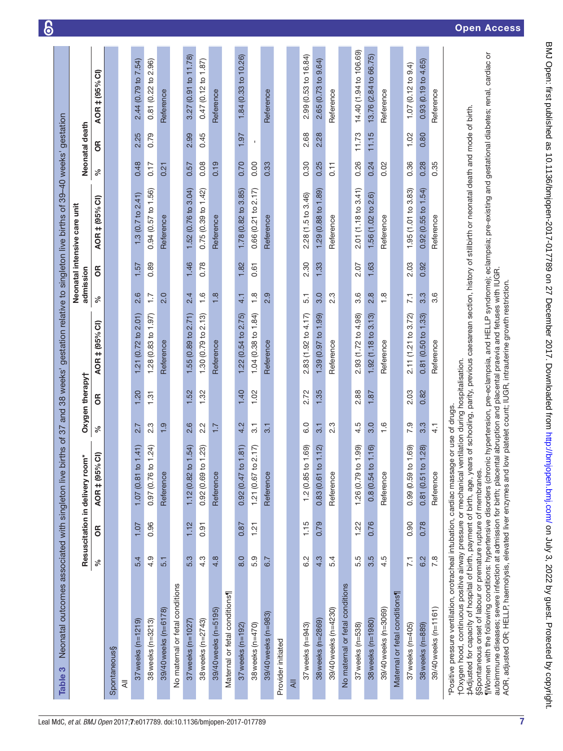**Table 3** Neonatal outcomes associated with singleton live births of 37 and 38 weeks' gestation relative to singleton live births of 39–40 weeks' gestation

| | Resuscitation in delivery room* | | | Oxygen therapy† | | | Neonatal intensive care unit admission | | | Neonatal death | | |
|---|---|---|---|---|---|---|---|---|---|---|---|---|
| | % | OR | AOR ‡ (95% CI) | % | OR | AOR ‡ (95% CI) | % | OR | AOR ‡ (95% CI) | % | OR | AOR ‡ (95% CI) |
| **Spontaneous§** | | | | | | | | | | | | |
| All | | | | | | | | | | | | |
| 37 weeks (n=1219) | 5.4 | 1.07 | 1.07 (0.81 to 1.41) | 2.7 | 1.20 | 1.21 (0.72 to 2.01) | 2.6 | 1.57 | 1.3 (0.7 to 2.41) | 0.48 | 2.25 | 2.44 (0.79 to 7.54) |
| 38 weeks (n=3213) | 4.9 | 0.96 | 0.97 (0.76 to 1.24) | 2.3 | 1.31 | 1.28 (0.83 to 1.97) | 1.7 | 0.89 | 0.94 (0.57 to 1.56) | 0.17 | 0.79 | 0.81 (0.22 to 2.96) |
| 39/40 weeks (n=6178) | 5.1 | | Reference | 1.9 | | Reference | 2.0 | | Reference | 0.21 | | Reference |
| No maternal or fetal conditions | | | | | | | | | | | | |
| 37 weeks (n=1027) | 5.3 | 1.12 | 1.12 (0.82 to 1.54) | 2.6 | 1.52 | 1.55 (0.89 to 2.71) | 2.4 | 1.46 | 1.52 (0.76 to 3.04) | 0.57 | 2.99 | 3.27 (0.91 to 11.78) |
| 38 weeks (n=2743) | 4.3 | 0.91 | 0.92 (0.69 to 1.23) | 2.2 | 1.32 | 1.30 (0.79 to 2.13) | 1.6 | 0.78 | 0.75 (0.39 to 1.42) | 0.08 | 0.45 | 0.47 (0.12 to 1.87) |
| 39/40 weeks (n=5195) | 4.8 | | Reference | 1.7 | | Reference | 1.8 | | Reference | 0.19 | | Reference |
| Maternal or fetal conditions¶ | | | | | | | | | | | | |
| 37 weeks (n=192) | 8.0 | 0.87 | 0.92 (0.47 to 1.81) | 4.2 | 1.40 | 1.22 (0.54 to 2.75) | 4.1 | 1.82 | 1.78 (0.82 to 3.85) | 0.70 | 1.97 | 1.84 (0.33 to 10.26) |
| 38 weeks (n=470) | 5.9 | 1.21 | 1.21 (0.67 to 2.17) | 3.1 | 1.02 | 1.04 (0.38 to 1.84) | 1.8 | 0.61 | 0.66 (0.21 to 2.17) | 0.00 | - | |
| 39/40 weeks (n=983) | 6.7 | | Reference | 3.1 | | Reference | 2.9 | | Reference | 0.33 | | Reference |
| **Provider initiated** | | | | | | | | | | | | |
| All | | | | | | | | | | | | |
| 37 weeks (n=943) | 6.2 | 1.15 | 1.2 (0.85 to 1.69) | 6.0 | 2.72 | 2.83 (1.92 to 4.17) | 5.1 | 2.30 | 2.28 (1.5 to 3.46) | 0.30 | 2.68 | 2.99 (0.53 to 16.84) |
| 38 weeks (n=2869) | 4.3 | 0.79 | 0.83 (0.61 to 1.12) | 3.1 | 1.35 | 1.39 (0.97 to 1.99) | 3.0 | 1.33 | 1.29 (0.88 to 1.89) | 0.25 | 2.28 | 2.65 (0.73 to 9.64) |
| 39/40 weeks (n=4230) | 5.4 | | Reference | 2.3 | | Reference | 2.3 | | Reference | 0.11 | | Reference |
| No maternal or fetal conditions | | | | | | | | | | | | |
| 37 weeks (n=538) | 5.5 | 1.22 | 1.26 (0.79 to 1.99) | 4.5 | 2.88 | 2.93 (1.72 to 4.98) | 3.6 | 2.07 | 2.01 (1.18 to 3.41) | 0.26 | 11.73 | 14.40 (1.94 to 106.69) |
| 38 weeks (n=1980) | 3.5 | 0.76 | 0.8 (0.54 to 1.16) | 3.0 | 1.87 | 1.92 (1.18 to 3.13) | 2.8 | 1.63 | 1.56 (1.02 to 2.6) | 0.24 | 11.15 | 13.76 (2.84 to 66.75) |
| 39/40 weeks (n=3069) | 4.5 | | Reference | 1.6 | | Reference | 1.8 | | Reference | 0.02 | | Reference |
| Maternal or fetal conditions¶ | | | | | | | | | | | | |
| 37 weeks (n=405) | 7.1 | 0.90 | 0.99 (0.59 to 1.69) | 7.9 | 2.03 | 2.11 (1.21 to 3.72) | 7.1 | 2.03 | 1.95 (1.01 to 3.83) | 0.36 | 1.02 | 1.07 (0.12 to 9.4) |
| 38 weeks (n=889) | 6.2 | 0.78 | 0.81 (0.51 to 1.28) | 3.3 | 0.82 | 0.81 (0.50 to 1.33) | 3.3 | 0.92 | 0.92 (0.55 to 1.54) | 0.28 | 0.80 | 0.93 (0.19 to 4.65) |
| 39/40 weeks (n=1161) | 7.8 | | Reference | 4.1 | | Reference | 3.6 | | Reference | 0.35 | | Reference |

*Positive pressure ventilation, orotracheal intubation, cardiac massage or use of drugs.
†Oxygen hood, continuous positive airway pressure or mechanical ventilation during hospitalisation.
‡Adjusted for capacity of hospital of birth, payment of birth, age, years of schooling, parity, previous caesarean section, history of stillbirth or neonatal death and mode of birth.
§Spontaneous onset of labour or premature rupture of membranes.
¶Women with the following conditions: hypertensive disorders (chronic hypertension, pre-eclampsia, and HELLP syndrome); eclampsia; pre-existing and gestational diabetes; renal, cardiac or autoimmune diseases; severe infection at admission for birth; placental abruption and placental praevia and fetuses with IUGR.
AOR, adjusted OR; HELLP, haemolysis, elevated liver enzymes and low platelet count; IUGR, intrauterine growth restriction.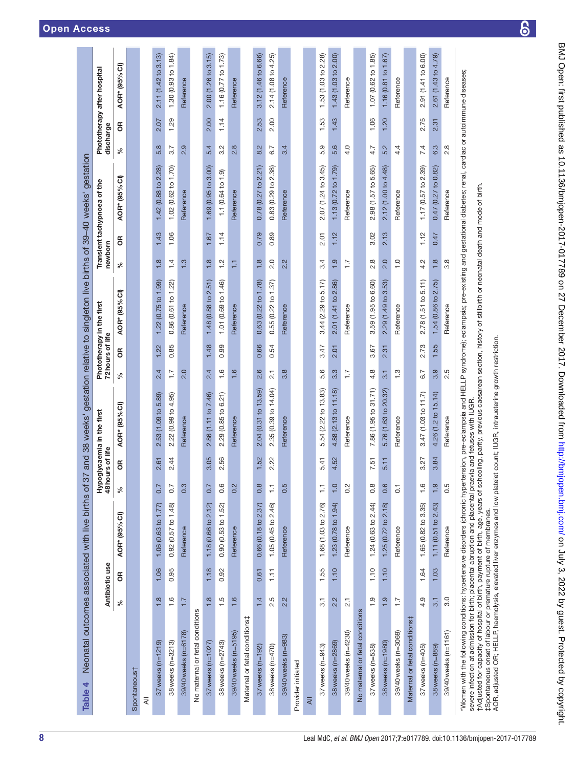**Table 4** Neonatal outcomes associated with live births of 37 and 38 weeks' gestation relative to singleton live births of 39–40 weeks' gestation

| | Antibiotic use | | | Hypoglycaemia in the first 48 hours of life | | | Phototherapy in the first 72 hours of life | | | Transient tachypnoea of the newborn | | | Phototherapy after hospital discharge | | |
|---|---|---|---|---|---|---|---|---|---|---|---|---|---|---|---|
| | % | OR | AOR* (95% CI) | % | OR | AOR* (95% CI) | % | OR | AOR* (95% CI) | % | OR | AOR* (95% CI) | % | OR | AOR* (95% CI) |
| Spontaneous† | | | | | | | | | | | | | | | |
| All | | | | | | | | | | | | | | | |
| 37 weeks (n=1219) | 1.8 | 1.06 | 1.06 (0.63 to 1.77) | 0.7 | 2.61 | 2.53 (1.09 to 5.89) | 2.4 | 1.22 | 1.22 (0.75 to 1.99) | 1.8 | 1.43 | 1.42 (0.88 to 2.28) | 5.8 | 2.07 | 2.11 (1.42 to 3.13) |
| 38 weeks (n=3213) | 1.6 | 0.95 | 0.92 (0.57 to 1.48) | 0.7 | 2.44 | 2.22 (0.99 to 4.95) | 1.7 | 0.85 | 0.86 (0.61 to 1.22) | 1.4 | 1.06 | 1.02 (0.62 to 1.70) | 3.7 | 1.29 | 1.30 (0.93 to 1.84) |
| 39/40 weeks (n=6178) | 1.7 | | Reference | 0.3 | | Reference | 2.0 | | Reference | 1.3 | | Reference | 2.9 | | Reference |
| No maternal or fetal conditions | | | | | | | | | | | | | | | |
| 37 weeks (n=1027) | 1.8 | 1.18 | 1.18 (0.66 to 2.12) | 0.7 | 3.05 | 2.86 (1.11 to 7.46) | 2.4 | 1.48 | 1.48 (0.88 to 2.51) | 1.8 | 1.67 | 1.69 (0.95 to 3.00) | 5.4 | 2.00 | 2.00 (1.26 to 3.15) |
| 38 weeks (n=2743) | 1.5 | 0.92 | 0.90 (0.53 to 1.52) | 0.6 | 2.56 | 2.29 (0.85 to 6.21) | 1.6 | 0.99 | 1.01 (0.69 to 1.46) | 1.2 | 1.14 | 1.1 (0.64 to 1.9) | 3.2 | 1.14 | 1.16 (0.77 to 1.73) |
| 39/40 weeks (n=5195) | 1.6 | | Reference | 0.2 | | Reference | 1.6 | | Reference | 1.1 | | Reference | 2.8 | | Reference |
| Maternal or fetal conditions‡ | | | | | | | | | | | | | | | |
| 37 weeks (n=192) | 1.4 | 0.61 | 0.66 (0.18 to 2.37) | 0.8 | 1.52 | 2.04 (0.31 to 13.59) | 2.6 | 0.66 | 0.63 (0.22 to 1.78) | 1.8 | 0.79 | 0.78 (0.27 to 2.21) | 8.2 | 2.53 | 3.12 (1.46 to 6.66) |
| 38 weeks (n=470) | 2.5 | 1.11 | 1.05 (0.45 to 2.46) | 1.1 | 2.22 | 2.35 (0.39 to 14.04) | 2.1 | 0.54 | 0.55 (0.22 to 1.37) | 2.0 | 0.89 | 0.83 (0.29 to 2.38) | 6.7 | 2.00 | 2.14 (1.08 to 4.25) |
| 39/40 weeks (n=983) | 2.2 | | Reference | 0.5 | | Reference | 3.8 | | Reference | 2.2 | | Reference | 3.4 | | Reference |
| Provider initiated | | | | | | | | | | | | | | | |
| All | | | | | | | | | | | | | | | |
| 37 weeks (n=943) | 3.1 | 1.55 | 1.68 (1.03 to 2.76) | 1.1 | 5.41 | 5.54 (2.22 to 13.83) | 5.6 | 3.47 | 3.44 (2.29 to 5.17) | 3.4 | 2.01 | 2.07 (1.24 to 3.45) | 5.9 | 1.53 | 1.53 (1.03 to 2.28) |
| 38 weeks (n=2869) | 2.2 | 1.10 | 1.23 (0.78 to 1.94) | 1.0 | 4.52 | 4.88 (2.13 to 11.18) | 3.3 | 2.01 | 2.01 (1.41 to 2.86) | 1.9 | 1.12 | 1.13 (0.72 to 1.79) | 5.6 | 1.43 | 1.43 (1.03 to 2.00) |
| 39/40 weeks (n=4230) | 2.1 | | Reference | 0.2 | | Reference | 1.7 | | Reference | 1.7 | | Reference | 4.0 | | Reference |
| No maternal or fetal conditions | | | | | | | | | | | | | | | |
| 37 weeks (n=538) | 1.9 | 1.10 | 1.24 (0.63 to 2.44) | 0.8 | 7.51 | 7.86 (1.95 to 31.71) | 4.8 | 3.67 | 3.59 (1.95 to 6.60) | 2.8 | 3.02 | 2.98 (1.57 to 5.65) | 4.7 | 1.06 | 1.07 (0.62 to 1.85) |
| 38 weeks (n=1980) | 1.9 | 1.10 | 1.25 (0.72 to 2.18) | 0.6 | 5.11 | 5.76 (1.63 to 20.32) | 3.1 | 2.31 | 2.29 (1.49 to 3.53) | 2.0 | 2.13 | 2.12 (1.00 to 4.48) | 5.2 | 1.20 | 1.16 (0.81 to 1.67) |
| 39/40 weeks (n=3069) | 1.7 | | Reference | 0.1 | | Reference | 1.3 | | Reference | 1.0 | | Reference | 4.4 | | Reference |
| Maternal or fetal conditions‡ | | | | | | | | | | | | | | | |
| 37 weeks (n=405) | 4.9 | 1.64 | 1.65 (0.82 to 3.35) | 1.6 | 3.27 | 3.47 (1.03 to 11.7) | 6.7 | 2.73 | 2.78 (1.51 to 5.11) | 4.2 | 1.12 | 1.17 (0.57 to 2.39) | 7.4 | 2.75 | 2.91 (1.41 to 6.00) |
| 38 weeks (n=889) | 3.1 | 1.03 | 1.11 (0.51 to 2.43) | 1.9 | 3.84 | 4.26 (1.2 to 15.14) | 3.9 | 1.55 | 1.54 (0.86 to 2.75) | 1.8 | 0.47 | 0.47 (0.27 to 0.82) | 6.3 | 2.31 | 2.61 (1.43 to 4.79) |
| 39/40 weeks (n=1161) | 3.0 | | Reference | 0.5 | | Reference | 2.5 | | Reference | 3.8 | | Reference | 2.8 | | Reference |

*Women with the following conditions: hypertensive disorders (chronic hypertension, pre-eclampsia and HELLP syndrome); eclampsia; pre-existing and gestational diabetes; renal, cardiac or autoimmune diseases; severe infection at admission for birth; placental abruption and placental praevia and fetuses with IUGR.

†Adjusted for capacity of hospital of birth, payment of birth, age, years of schooling, parity, previous caesarean section, history of stillbirth or neonatal death and mode of birth.

‡Spontaneous onset of labour or premature rupture of membranes.

AOR, adjusted OR; HELLP, haemolysis, elevated liver enzymes and low platelet count; IUGR, intrauterine growth restriction.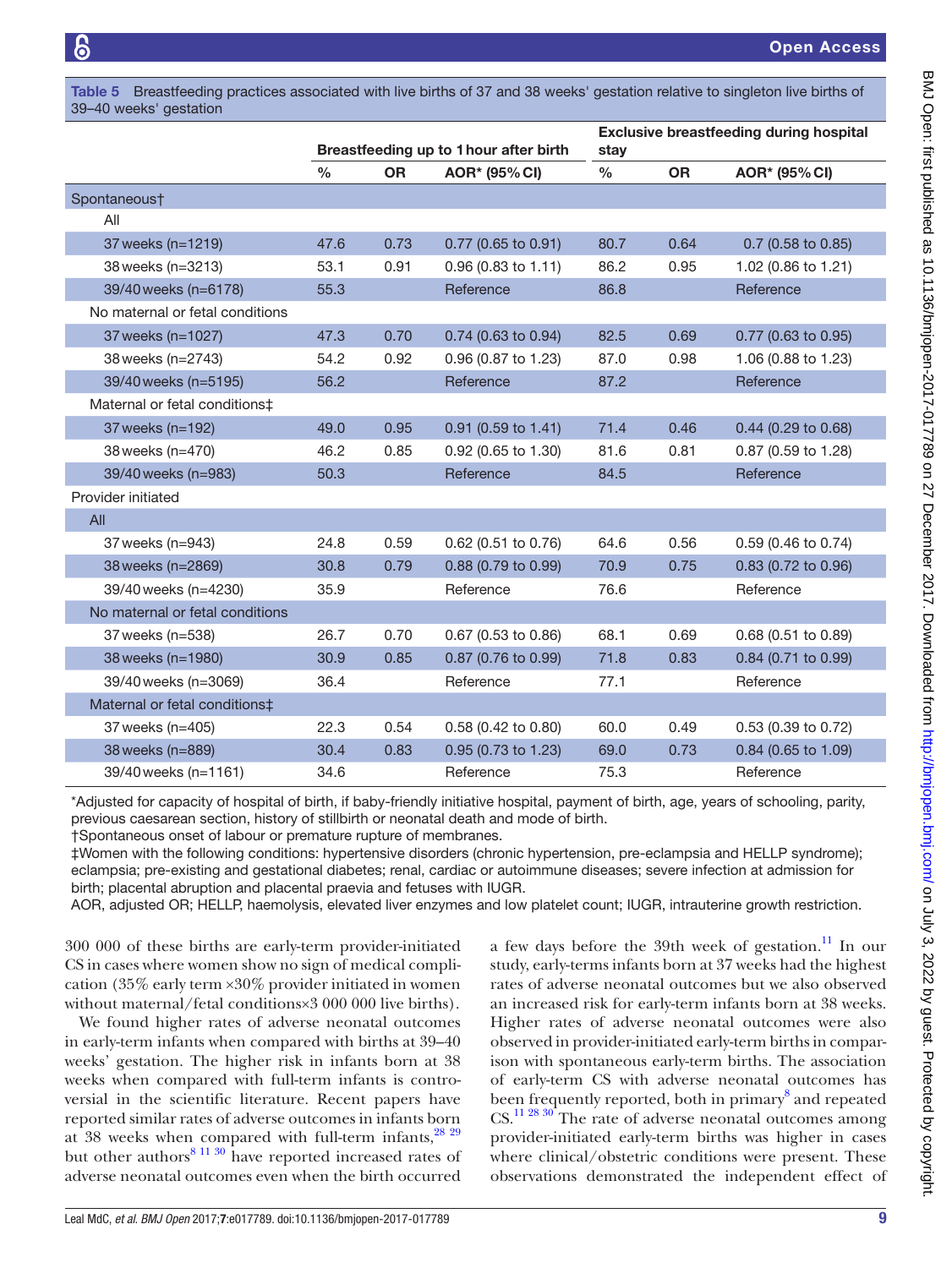**Table 5** Breastfeeding practices associated with live births of 37 and 38 weeks' gestation relative to singleton live births of 39–40 weeks' gestation

| | Breastfeeding up to 1 hour after birth | | | Exclusive breastfeeding during hospital stay | | |
|---|---|---|---|---|---|---|
| | % | OR | AOR* (95% CI) | % | OR | AOR* (95% CI) |
| Spontaneous† | | | | | | |
| All | | | | | | |
| 37 weeks (n=1219) | 47.6 | 0.73 | 0.77 (0.65 to 0.91) | 80.7 | 0.64 | 0.7 (0.58 to 0.85) |
| 38 weeks (n=3213) | 53.1 | 0.91 | 0.96 (0.83 to 1.11) | 86.2 | 0.95 | 1.02 (0.86 to 1.21) |
| 39/40 weeks (n=6178) | 55.3 | | Reference | 86.8 | | Reference |
| No maternal or fetal conditions | | | | | | |
| 37 weeks (n=1027) | 47.3 | 0.70 | 0.74 (0.63 to 0.94) | 82.5 | 0.69 | 0.77 (0.63 to 0.95) |
| 38 weeks (n=2743) | 54.2 | 0.92 | 0.96 (0.87 to 1.23) | 87.0 | 0.98 | 1.06 (0.88 to 1.23) |
| 39/40 weeks (n=5195) | 56.2 | | Reference | 87.2 | | Reference |
| Maternal or fetal conditions‡ | | | | | | |
| 37 weeks (n=192) | 49.0 | 0.95 | 0.91 (0.59 to 1.41) | 71.4 | 0.46 | 0.44 (0.29 to 0.68) |
| 38 weeks (n=470) | 46.2 | 0.85 | 0.92 (0.65 to 1.30) | 81.6 | 0.81 | 0.87 (0.59 to 1.28) |
| 39/40 weeks (n=983) | 50.3 | | Reference | 84.5 | | Reference |
| Provider initiated | | | | | | |
| All | | | | | | |
| 37 weeks (n=943) | 24.8 | 0.59 | 0.62 (0.51 to 0.76) | 64.6 | 0.56 | 0.59 (0.46 to 0.74) |
| 38 weeks (n=2869) | 30.8 | 0.79 | 0.88 (0.79 to 0.99) | 70.9 | 0.75 | 0.83 (0.72 to 0.96) |
| 39/40 weeks (n=4230) | 35.9 | | Reference | 76.6 | | Reference |
| No maternal or fetal conditions | | | | | | |
| 37 weeks (n=538) | 26.7 | 0.70 | 0.67 (0.53 to 0.86) | 68.1 | 0.69 | 0.68 (0.51 to 0.89) |
| 38 weeks (n=1980) | 30.9 | 0.85 | 0.87 (0.76 to 0.99) | 71.8 | 0.83 | 0.84 (0.71 to 0.99) |
| 39/40 weeks (n=3069) | 36.4 | | Reference | 77.1 | | Reference |
| Maternal or fetal conditions‡ | | | | | | |
| 37 weeks (n=405) | 22.3 | 0.54 | 0.58 (0.42 to 0.80) | 60.0 | 0.49 | 0.53 (0.39 to 0.72) |
| 38 weeks (n=889) | 30.4 | 0.83 | 0.95 (0.73 to 1.23) | 69.0 | 0.73 | 0.84 (0.65 to 1.09) |
| 39/40 weeks (n=1161) | 34.6 | | Reference | 75.3 | | Reference |

*Adjusted for capacity of hospital of birth, if baby-friendly initiative hospital, payment of birth, age, years of schooling, parity, previous caesarean section, history of stillbirth or neonatal death and mode of birth.
†Spontaneous onset of labour or premature rupture of membranes.
‡Women with the following conditions: hypertensive disorders (chronic hypertension, pre-eclampsia and HELLP syndrome); eclampsia; pre-existing and gestational diabetes; renal, cardiac or autoimmune diseases; severe infection at admission for birth; placental abruption and placental praevia and fetuses with IUGR.
AOR, adjusted OR; HELLP, haemolysis, elevated liver enzymes and low platelet count; IUGR, intrauterine growth restriction.

300 000 of these births are early-term provider-initiated CS in cases where women show no sign of medical complication (35% early term ×30% provider initiated in women without maternal/fetal conditions×3 000 000 live births).

We found higher rates of adverse neonatal outcomes in early-term infants when compared with births at 39–40 weeks' gestation. The higher risk in infants born at 38 weeks when compared with full-term infants is controversial in the scientific literature. Recent papers have reported similar rates of adverse outcomes in infants born at 38 weeks when compared with full-term infants,[28 29] but other authors[8 11 30] have reported increased rates of adverse neonatal outcomes even when the birth occurred a few days before the 39th week of gestation.[11] In our study, early-terms infants born at 37 weeks had the highest rates of adverse neonatal outcomes but we also observed an increased risk for early-term infants born at 38 weeks. Higher rates of adverse neonatal outcomes were also observed in provider-initiated early-term births in comparison with spontaneous early-term births. The association of early-term CS with adverse neonatal outcomes has been frequently reported, both in primary[8] and repeated CS.[11 28 30] The rate of adverse neonatal outcomes among provider-initiated early-term births was higher in cases where clinical/obstetric conditions were present. These observations demonstrated the independent effect of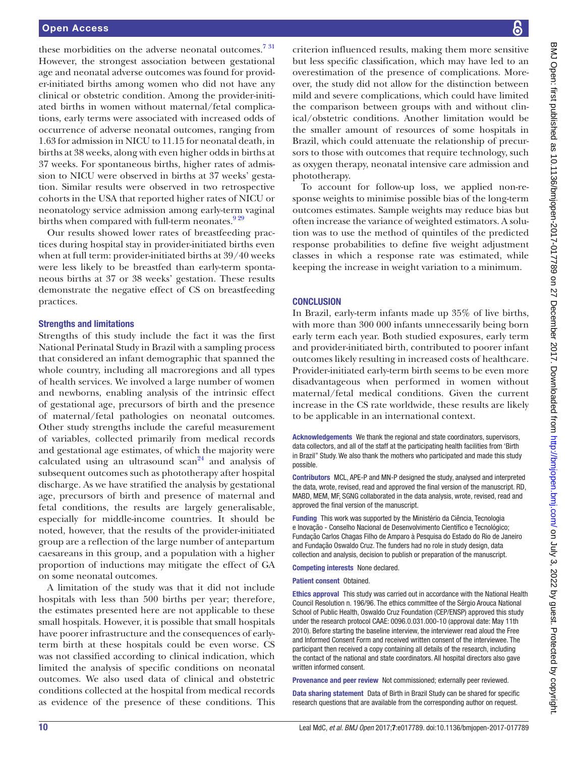these morbidities on the adverse neonatal outcomes.[7 31] However, the strongest association between gestational age and neonatal adverse outcomes was found for provider-initiated births among women who did not have any clinical or obstetric condition. Among the provider-initiated births in women without maternal/fetal complications, early terms were associated with increased odds of occurrence of adverse neonatal outcomes, ranging from 1.63 for admission in NICU to 11.15 for neonatal death, in births at 38 weeks, along with even higher odds in births at 37 weeks. For spontaneous births, higher rates of admission to NICU were observed in births at 37 weeks' gestation. Similar results were observed in two retrospective cohorts in the USA that reported higher rates of NICU or neonatology service admission among early-term vaginal births when compared with full-term neonates.[9 29]

Our results showed lower rates of breastfeeding practices during hospital stay in provider-initiated births even when at full term: provider-initiated births at 39/40 weeks were less likely to be breastfed than early-term spontaneous births at 37 or 38 weeks' gestation. These results demonstrate the negative effect of CS on breastfeeding practices.

### Strengths and limitations

Strengths of this study include the fact it was the first National Perinatal Study in Brazil with a sampling process that considered an infant demographic that spanned the whole country, including all macroregions and all types of health services. We involved a large number of women and newborns, enabling analysis of the intrinsic effect of gestational age, precursors of birth and the presence of maternal/fetal pathologies on neonatal outcomes. Other study strengths include the careful measurement of variables, collected primarily from medical records and gestational age estimates, of which the majority were calculated using an ultrasound scan[24] and analysis of subsequent outcomes such as phototherapy after hospital discharge. As we have stratified the analysis by gestational age, precursors of birth and presence of maternal and fetal conditions, the results are largely generalisable, especially for middle-income countries. It should be noted, however, that the results of the provider-initiated group are a reflection of the large number of antepartum caesareans in this group, and a population with a higher proportion of inductions may mitigate the effect of GA on some neonatal outcomes.

A limitation of the study was that it did not include hospitals with less than 500 births per year; therefore, the estimates presented here are not applicable to these small hospitals. However, it is possible that small hospitals have poorer infrastructure and the consequences of early-term birth at these hospitals could be even worse. CS was not classified according to clinical indication, which limited the analysis of specific conditions on neonatal outcomes. We also used data of clinical and obstetric conditions collected at the hospital from medical records as evidence of the presence of these conditions. This criterion influenced results, making them more sensitive but less specific classification, which may have led to an overestimation of the presence of complications. Moreover, the study did not allow for the distinction between mild and severe complications, which could have limited the comparison between groups with and without clinical/obstetric conditions. Another limitation would be the smaller amount of resources of some hospitals in Brazil, which could attenuate the relationship of precursors to those with outcomes that require technology, such as oxygen therapy, neonatal intensive care admission and phototherapy.

To account for follow-up loss, we applied non-response weights to minimise possible bias of the long-term outcomes estimates. Sample weights may reduce bias but often increase the variance of weighted estimators. A solution was to use the method of quintiles of the predicted response probabilities to define five weight adjustment classes in which a response rate was estimated, while keeping the increase in weight variation to a minimum.

## CONCLUSION

In Brazil, early-term infants made up 35% of live births, with more than 300 000 infants unnecessarily being born early term each year. Both studied exposures, early term and provider-initiated birth, contributed to poorer infant outcomes likely resulting in increased costs of healthcare. Provider-initiated early-term birth seems to be even more disadvantageous when performed in women without maternal/fetal medical conditions. Given the current increase in the CS rate worldwide, these results are likely to be applicable in an international context.

**Acknowledgements** We thank the regional and state coordinators, supervisors, data collectors, and all of the staff at the participating health facilities from 'Birth in Brazil" Study. We also thank the mothers who participated and made this study possible.

**Contributors** MCL, APE-P and MN-P designed the study, analysed and interpreted the data, wrote, revised, read and approved the final version of the manuscript. RD, MABD, MEM, MF, SGNG collaborated in the data analysis, wrote, revised, read and approved the final version of the manuscript.

**Funding** This work was supported by the Ministério da Ciência, Tecnologia e Inovação - Conselho Nacional de Desenvolvimento Científico e Tecnológico; Fundação Carlos Chagas Filho de Amparo à Pesquisa do Estado do Rio de Janeiro and Fundação Oswaldo Cruz. The funders had no role in study design, data collection and analysis, decision to publish or preparation of the manuscript.

**Competing interests** None declared.

**Patient consent** Obtained.

**Ethics approval** This study was carried out in accordance with the National Health Council Resolution n. 196/96. The ethics committee of the Sérgio Arouca National School of Public Health, Oswaldo Cruz Foundation (CEP/ENSP) approved this study under the research protocol CAAE: 0096.0.031.000-10 (approval date: May 11th 2010). Before starting the baseline interview, the interviewer read aloud the Free and Informed Consent Form and received written consent of the interviewee. The participant then received a copy containing all details of the research, including the contact of the national and state coordinators. All hospital directors also gave written informed consent.

**Provenance and peer review** Not commissioned; externally peer reviewed.

**Data sharing statement** Data of Birth in Brazil Study can be shared for specific research questions that are available from the corresponding author on request.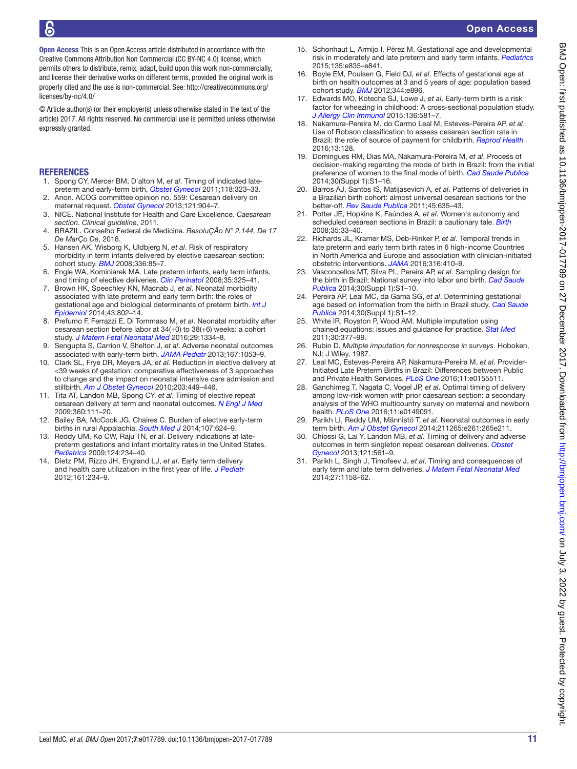**Open Access** This is an Open Access article distributed in accordance with the Creative Commons Attribution Non Commercial (CC BY-NC 4.0) license, which permits others to distribute, remix, adapt, build upon this work non-commercially, and license their derivative works on different terms, provided the original work is properly cited and the use is non-commercial. See: http://creativecommons.org/licenses/by-nc/4.0/

© Article author(s) (or their employer(s) unless otherwise stated in the text of the article) 2017. All rights reserved. No commercial use is permitted unless otherwise expressly granted.

## REFERENCES

1. Spong CY, Mercer BM, D'alton M, *et al*. Timing of indicated late-preterm and early-term birth. *Obstet Gynecol* 2011;118:323–33.
2. Anon. ACOG committee opinion no. 559: Cesarean delivery on maternal request. *Obstet Gynecol* 2013;121:904–7.
3. NICE. National Institute for Health and Care Excellence. *Caesarean section. Clinical guideline*, 2011.
4. BRAZIL. Conselho Federal de Medicina. *ResoluÇÃo N° 2.144, De 17 De MarÇo De*, 2016.
5. Hansen AK, Wisborg K, Uldbjerg N, *et al*. Risk of respiratory morbidity in term infants delivered by elective caesarean section: cohort study. *BMJ* 2008;336:85–7.
6. Engle WA, Kominiarek MA. Late preterm infants, early term infants, and timing of elective deliveries. *Clin Perinatol* 2008;35:325–41.
7. Brown HK, Speechley KN, Macnab J, *et al*. Neonatal morbidity associated with late preterm and early term birth: the roles of gestational age and biological determinants of preterm birth. *Int J Epidemiol* 2014;43:802–14.
8. Prefumo F, Ferrazzi E, Di Tommaso M, *et al*. Neonatal morbidity after cesarean section before labor at 34(+0) to 38(+6) weeks: a cohort study. *J Matern Fetal Neonatal Med* 2016;29:1334–8.
9. Sengupta S, Carrion V, Shelton J, *et al*. Adverse neonatal outcomes associated with early-term birth. *JAMA Pediatr* 2013;167:1053–9.
10. Clark SL, Frye DR, Meyers JA, *et al*. Reduction in elective delivery at <39 weeks of gestation: comparative effectiveness of 3 approaches to change and the impact on neonatal intensive care admission and stillbirth. *Am J Obstet Gynecol* 2010;203:449–446.
11. Tita AT, Landon MB, Spong CY, *et al*. Timing of elective repeat cesarean delivery at term and neonatal outcomes. *N Engl J Med* 2009;360:111–20.
12. Bailey BA, McCook JG, Chaires C. Burden of elective early-term births in rural Appalachia. *South Med J* 2014;107:624–9.
13. Reddy UM, Ko CW, Raju TN, *et al*. Delivery indications at late-preterm gestations and infant mortality rates in the United States. *Pediatrics* 2009;124:234–40.
14. Dietz PM, Rizzo JH, England LJ, *et al*. Early term delivery and health care utilization in the first year of life. *J Pediatr* 2012;161:234–9.
15. Schonhaut L, Armijo I, Pérez M. Gestational age and developmental risk in moderately and late preterm and early term infants. *Pediatrics* 2015;135:e835–e841.
16. Boyle EM, Poulsen G, Field DJ, *et al*. Effects of gestational age at birth on health outcomes at 3 and 5 years of age: population based cohort study. *BMJ* 2012;344:e896.
17. Edwards MO, Kotecha SJ, Lowe J, *et al*. Early-term birth is a risk factor for wheezing in childhood: A cross-sectional population study. *J Allergy Clin Immunol* 2015;136:581–7.
18. Nakamura-Pereira M, do Carmo Leal M, Esteves-Pereira AP, *et al*. Use of Robson classification to assess cesarean section rate in Brazil: the role of source of payment for childbirth. *Reprod Health* 2016;13:128.
19. Domingues RM, Dias MA, Nakamura-Pereira M, *et al*. Process of decision-making regarding the mode of birth in Brazil: from the initial preference of women to the final mode of birth. *Cad Saude Publica* 2014;30(Suppl 1):S1–16.
20. Barros AJ, Santos IS, Matijasevich A, *et al*. Patterns of deliveries in a Brazilian birth cohort: almost universal cesarean sections for the better-off. *Rev Saude Publica* 2011;45:635–43.
21. Potter JE, Hopkins K, Faúndes A, *et al*. Women's autonomy and scheduled cesarean sections in Brazil: a cautionary tale. *Birth* 2008;35:33–40.
22. Richards JL, Kramer MS, Deb-Rinker P, *et al*. Temporal trends in late preterm and early term birth rates in 6 high-income Countries in North America and Europe and association with clinician-initiated obstetric interventions. *JAMA* 2016;316:410–9.
23. Vasconcellos MT, Silva PL, Pereira AP, *et al*. Sampling design for the birth in Brazil: National survey into labor and birth. *Cad Saude Publica* 2014;30(Suppl 1):S1–10.
24. Pereira AP, Leal MC, da Gama SG, *et al*. Determining gestational age based on information from the birth in Brazil study. *Cad Saude Publica* 2014;30(Suppl 1):S1–12.
25. White IR, Royston P, Wood AM. Multiple imputation using chained equations: issues and guidance for practice. *Stat Med* 2011;30:377–99.
26. Rubin D. *Multiple imputation for nonresponse in surveys*. Hoboken, NJ: J Wiley, 1987.
27. Leal MC, Esteves-Pereira AP, Nakamura-Pereira M, *et al*. Provider-Initiated Late Preterm Births in Brazil: Differences between Public and Private Health Services. *PLoS One* 2016;11:e0155511.
28. Ganchimeg T, Nagata C, Vogel JP, *et al*. Optimal timing of delivery among low-risk women with prior caesarean section: a secondary analysis of the WHO multicountry survey on maternal and newborn health. *PLoS One* 2016;11:e0149091.
29. Parikh LI, Reddy UM, Männistö T, *et al*. Neonatal outcomes in early term birth. *Am J Obstet Gynecol* 2014;211265:e261:265e211.
30. Chiossi G, Lai Y, Landon MB, *et al*. Timing of delivery and adverse outcomes in term singleton repeat cesarean deliveries. *Obstet Gynecol* 2013;121:561–9.
31. Parikh LI, Singh J, Timofeev J, *et al*. Timing and consequences of early term and late term deliveries. *J Matern Fetal Neonatal Med* 2014;27:1158–62.